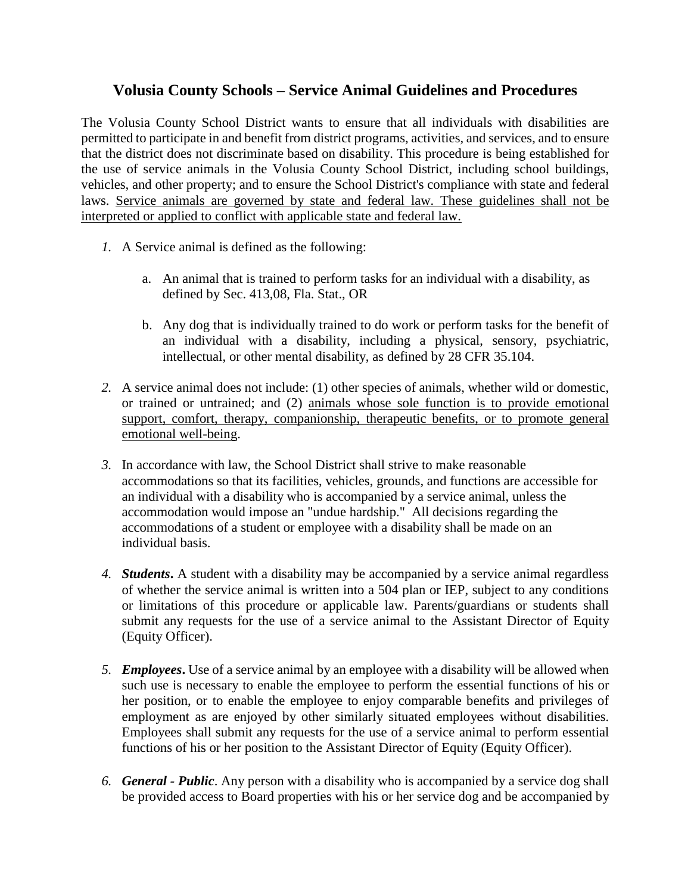# Volusia County Schools – Service Animal Guidelines and Procedures

The Volusia County School District wants to ensure that all individuals with disabilities are permitted to participate in and benefit from district programs, activities, and services, and to ensure that the district does not discriminate based on disability. This procedure is being established for the use of service animals in the Volusia County School District, including school buildings, vehicles, and other property; and to ensure the School District's compliance with state and federal laws. <u>Service animals are governed by state and federal law. These guidelines shall not be interpreted or applied to conflict with applicable state and federal law.</u>

1. A Service animal is defined as the following:

   a. An animal that is trained to perform tasks for an individual with a disability, as defined by Sec. 413,08, Fla. Stat., OR

   b. Any dog that is individually trained to do work or perform tasks for the benefit of an individual with a disability, including a physical, sensory, psychiatric, intellectual, or other mental disability, as defined by 28 CFR 35.104.

2. A service animal does not include: (1) other species of animals, whether wild or domestic, or trained or untrained; and (2) <u>animals whose sole function is to provide emotional support, comfort, therapy, companionship, therapeutic benefits, or to promote general emotional well-being</u>.

3. In accordance with law, the School District shall strive to make reasonable accommodations so that its facilities, vehicles, grounds, and functions are accessible for an individual with a disability who is accompanied by a service animal, unless the accommodation would impose an "undue hardship." All decisions regarding the accommodations of a student or employee with a disability shall be made on an individual basis.

4. ***Students***. A student with a disability may be accompanied by a service animal regardless of whether the service animal is written into a 504 plan or IEP, subject to any conditions or limitations of this procedure or applicable law. Parents/guardians or students shall submit any requests for the use of a service animal to the Assistant Director of Equity (Equity Officer).

5. ***Employees***. Use of a service animal by an employee with a disability will be allowed when such use is necessary to enable the employee to perform the essential functions of his or her position, or to enable the employee to enjoy comparable benefits and privileges of employment as are enjoyed by other similarly situated employees without disabilities. Employees shall submit any requests for the use of a service animal to perform essential functions of his or her position to the Assistant Director of Equity (Equity Officer).

6. ***General - Public***. Any person with a disability who is accompanied by a service dog shall be provided access to Board properties with his or her service dog and be accompanied by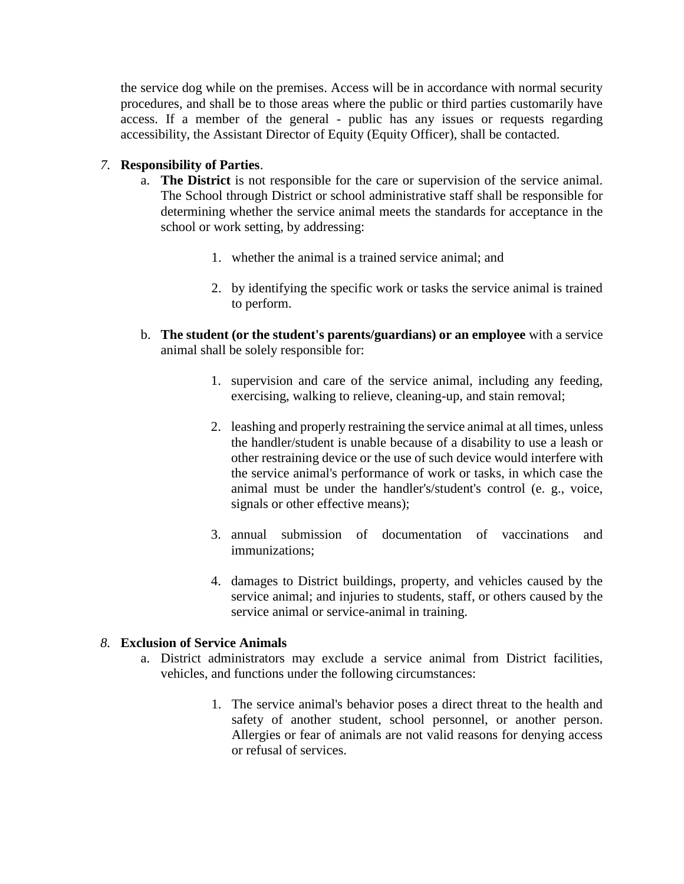the service dog while on the premises. Access will be in accordance with normal security procedures, and shall be to those areas where the public or third parties customarily have access. If a member of the general - public has any issues or requests regarding accessibility, the Assistant Director of Equity (Equity Officer), shall be contacted.

*7.* **Responsibility of Parties**.

   a. **The District** is not responsible for the care or supervision of the service animal. The School through District or school administrative staff shall be responsible for determining whether the service animal meets the standards for acceptance in the school or work setting, by addressing:

      1. whether the animal is a trained service animal; and

      2. by identifying the specific work or tasks the service animal is trained to perform.

   b. **The student (or the student's parents/guardians) or an employee** with a service animal shall be solely responsible for:

      1. supervision and care of the service animal, including any feeding, exercising, walking to relieve, cleaning-up, and stain removal;

      2. leashing and properly restraining the service animal at all times, unless the handler/student is unable because of a disability to use a leash or other restraining device or the use of such device would interfere with the service animal's performance of work or tasks, in which case the animal must be under the handler's/student's control (e. g., voice, signals or other effective means);

      3. annual submission of documentation of vaccinations and immunizations;

      4. damages to District buildings, property, and vehicles caused by the service animal; and injuries to students, staff, or others caused by the service animal or service-animal in training.

*8.* **Exclusion of Service Animals**

   a. District administrators may exclude a service animal from District facilities, vehicles, and functions under the following circumstances:

      1. The service animal's behavior poses a direct threat to the health and safety of another student, school personnel, or another person. Allergies or fear of animals are not valid reasons for denying access or refusal of services.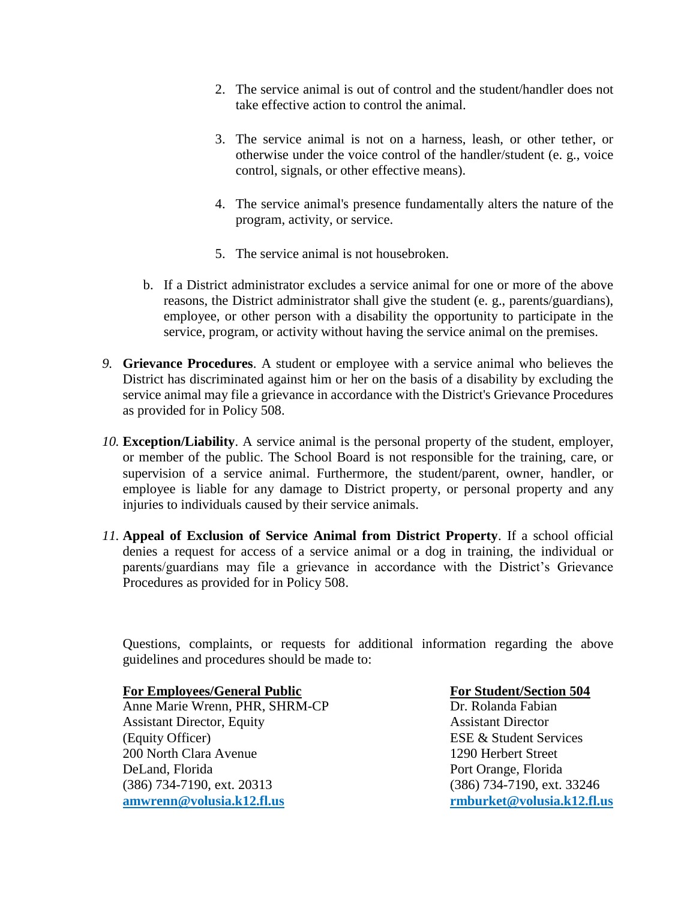2. The service animal is out of control and the student/handler does not take effective action to control the animal.

3. The service animal is not on a harness, leash, or other tether, or otherwise under the voice control of the handler/student (e. g., voice control, signals, or other effective means).

4. The service animal's presence fundamentally alters the nature of the program, activity, or service.

5. The service animal is not housebroken.

b. If a District administrator excludes a service animal for one or more of the above reasons, the District administrator shall give the student (e. g., parents/guardians), employee, or other person with a disability the opportunity to participate in the service, program, or activity without having the service animal on the premises.

*9.* **Grievance Procedures**. A student or employee with a service animal who believes the District has discriminated against him or her on the basis of a disability by excluding the service animal may file a grievance in accordance with the District's Grievance Procedures as provided for in Policy 508.

*10.* **Exception/Liability**. A service animal is the personal property of the student, employer, or member of the public. The School Board is not responsible for the training, care, or supervision of a service animal. Furthermore, the student/parent, owner, handler, or employee is liable for any damage to District property, or personal property and any injuries to individuals caused by their service animals.

*11.* **Appeal of Exclusion of Service Animal from District Property**. If a school official denies a request for access of a service animal or a dog in training, the individual or parents/guardians may file a grievance in accordance with the District's Grievance Procedures as provided for in Policy 508.

Questions, complaints, or requests for additional information regarding the above guidelines and procedures should be made to:

**For Employees/General Public**
Anne Marie Wrenn, PHR, SHRM-CP
Assistant Director, Equity
(Equity Officer)
200 North Clara Avenue
DeLand, Florida
(386) 734-7190, ext. 20313
**amwrenn@volusia.k12.fl.us**

**For Student/Section 504**
Dr. Rolanda Fabian
Assistant Director
ESE & Student Services
1290 Herbert Street
Port Orange, Florida
(386) 734-7190, ext. 33246
**rmburket@volusia.k12.fl.us**